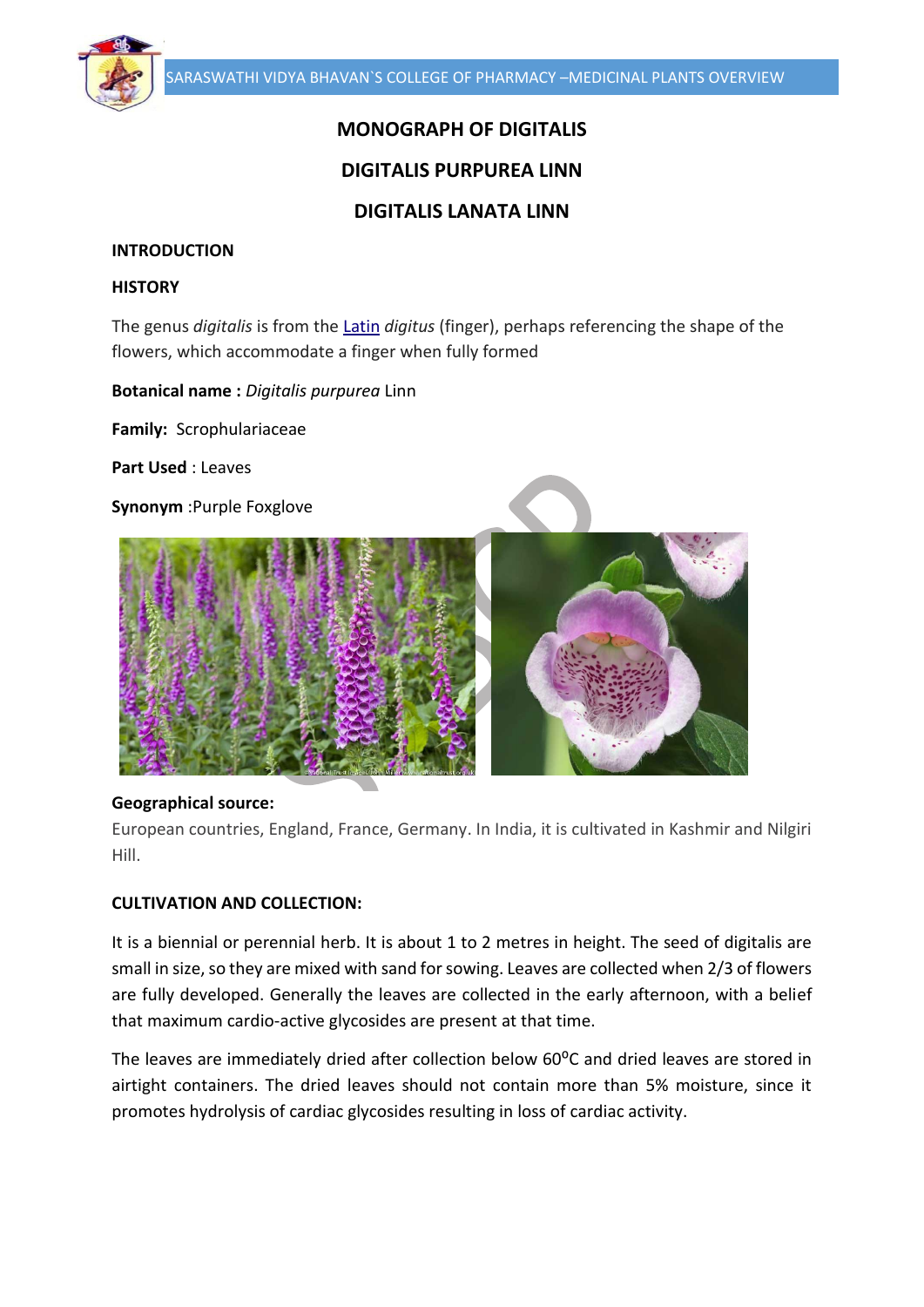# MONOGRAPH OF DIGITALIS

## DIGITALIS PURPUREA LINN

## DIGITALIS LANATA LINN

### INTRODUCTION

### HISTORY

The genus *digitalis* is from the Latin *digitus* (finger), perhaps referencing the shape of the flowers, which accommodate a finger when fully formed

**Botanical name :** *Digitalis purpurea* Linn

**Family:** Scrophulariaceae

**Part Used** : Leaves

**Synonym** :Purple Foxglove

**Geographical source:**

European countries, England, France, Germany. In India, it is cultivated in Kashmir and Nilgiri Hill.

### CULTIVATION AND COLLECTION:

It is a biennial or perennial herb. It is about 1 to 2 metres in height. The seed of digitalis are small in size, so they are mixed with sand for sowing. Leaves are collected when 2/3 of flowers are fully developed. Generally the leaves are collected in the early afternoon, with a belief that maximum cardio-active glycosides are present at that time.

The leaves are immediately dried after collection below $60^{o}C$ and dried leaves are stored in airtight containers. The dried leaves should not contain more than 5% moisture, since it promotes hydrolysis of cardiac glycosides resulting in loss of cardiac activity.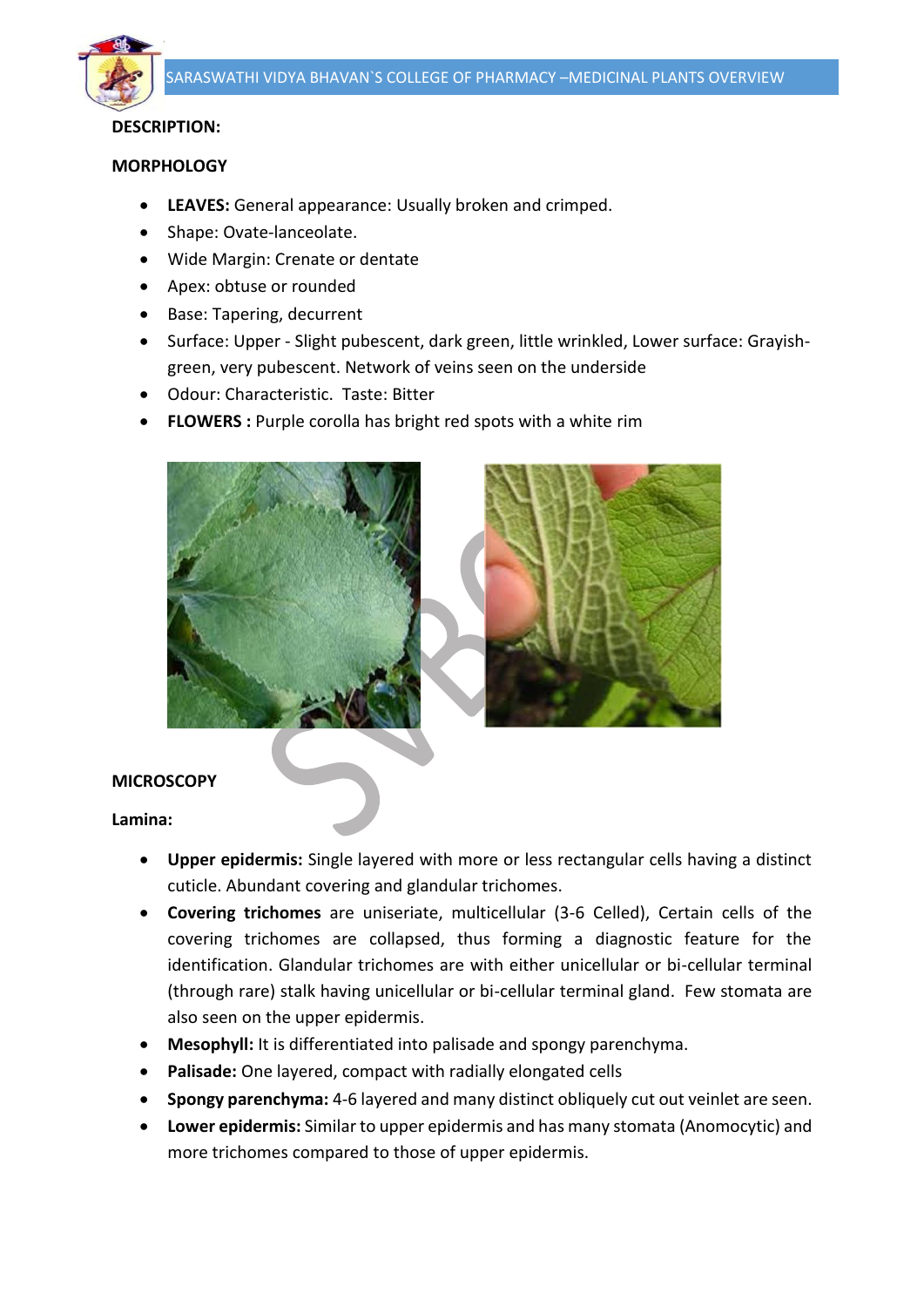**DESCRIPTION:**

**MORPHOLOGY**

- **LEAVES:** General appearance: Usually broken and crimped.
- Shape: Ovate-lanceolate.
- Wide Margin: Crenate or dentate
- Apex: obtuse or rounded
- Base: Tapering, decurrent
- Surface: Upper - Slight pubescent, dark green, little wrinkled, Lower surface: Grayish-green, very pubescent. Network of veins seen on the underside
- Odour: Characteristic. Taste: Bitter
- **FLOWERS :** Purple corolla has bright red spots with a white rim

**MICROSCOPY**

**Lamina:**

- **Upper epidermis:** Single layered with more or less rectangular cells having a distinct cuticle. Abundant covering and glandular trichomes.
- **Covering trichomes** are uniseriate, multicellular (3-6 Celled), Certain cells of the covering trichomes are collapsed, thus forming a diagnostic feature for the identification. Glandular trichomes are with either unicellular or bi-cellular terminal (through rare) stalk having unicellular or bi-cellular terminal gland. Few stomata are also seen on the upper epidermis.
- **Mesophyll:** It is differentiated into palisade and spongy parenchyma.
- **Palisade:** One layered, compact with radially elongated cells
- **Spongy parenchyma:** 4-6 layered and many distinct obliquely cut out veinlet are seen.
- **Lower epidermis:** Similar to upper epidermis and has many stomata (Anomocytic) and more trichomes compared to those of upper epidermis.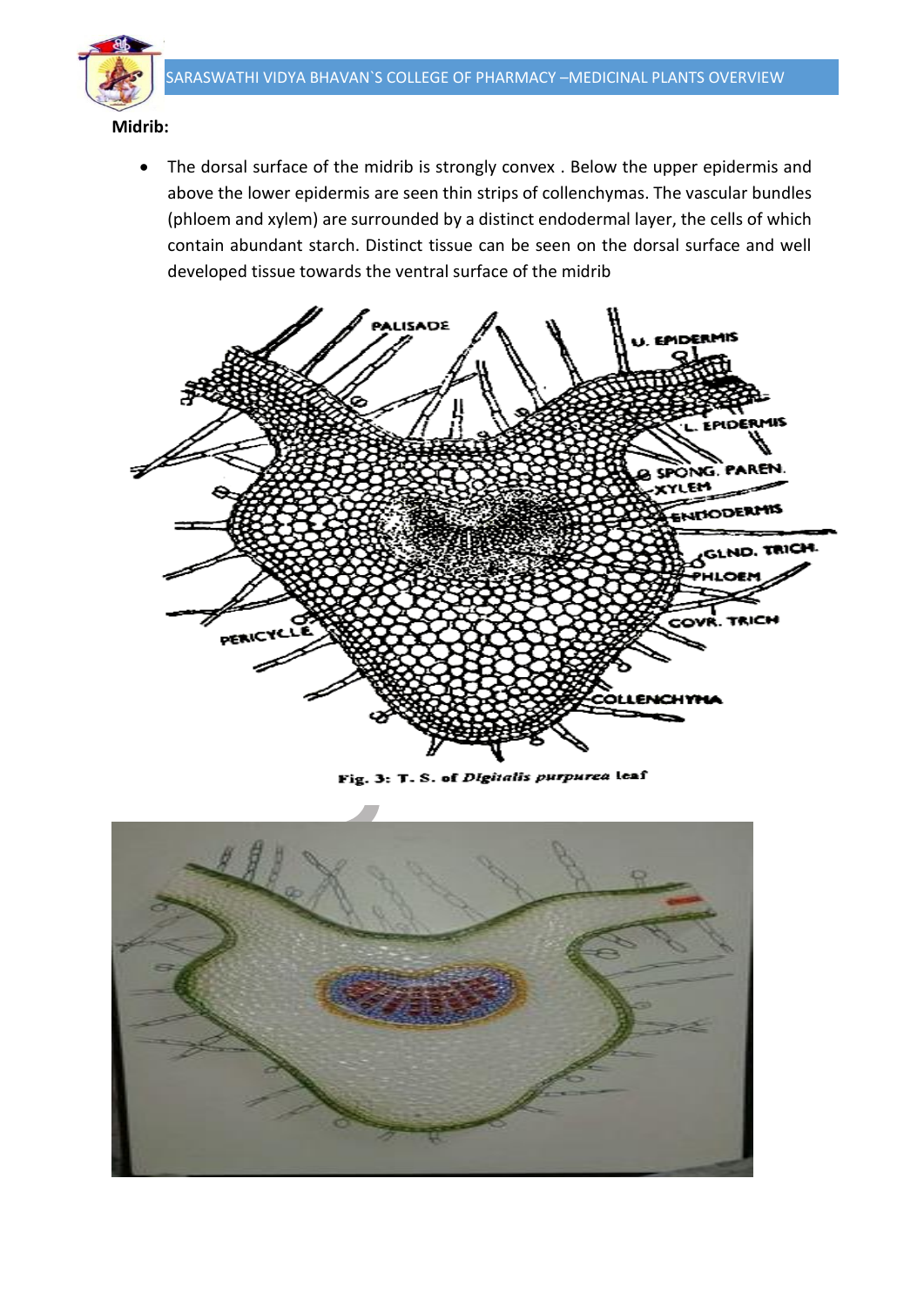**Midrib:**

- The dorsal surface of the midrib is strongly convex . Below the upper epidermis and above the lower epidermis are seen thin strips of collenchymas. The vascular bundles (phloem and xylem) are surrounded by a distinct endodermal layer, the cells of which contain abundant starch. Distinct tissue can be seen on the dorsal surface and well developed tissue towards the ventral surface of the midrib

Fig. 3: T. S. of *Digitalis purpurea* leaf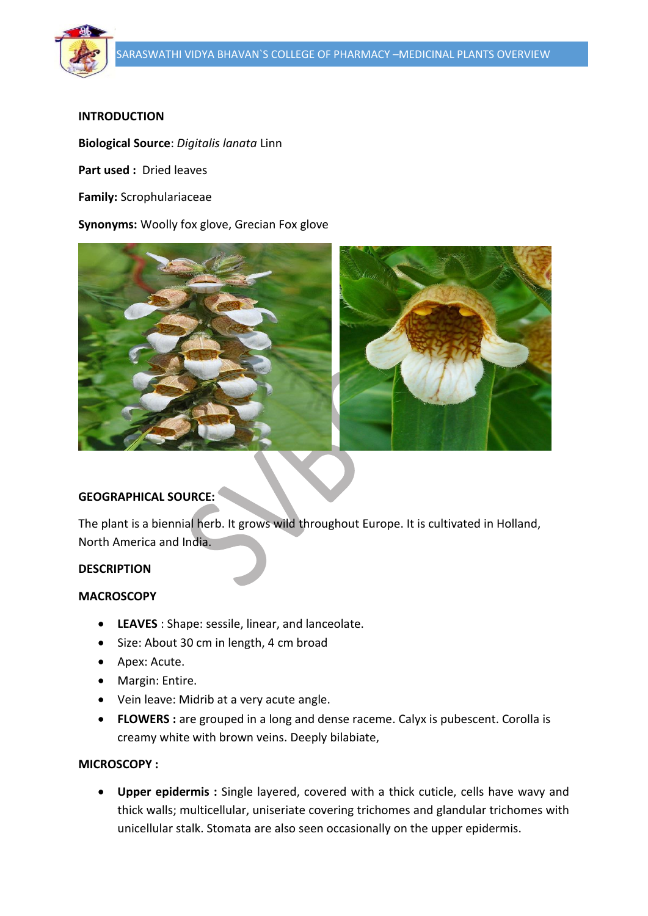**INTRODUCTION**

**Biological Source**: *Digitalis lanata* Linn

**Part used :** Dried leaves

**Family:** Scrophulariaceae

**Synonyms:** Woolly fox glove, Grecian Fox glove

**GEOGRAPHICAL SOURCE:**

The plant is a biennial herb. It grows wild throughout Europe. It is cultivated in Holland, North America and India.

**DESCRIPTION**

**MACROSCOPY**

- **LEAVES** : Shape: sessile, linear, and lanceolate.
- Size: About 30 cm in length, 4 cm broad
- Apex: Acute.
- Margin: Entire.
- Vein leave: Midrib at a very acute angle.
- **FLOWERS :** are grouped in a long and dense raceme. Calyx is pubescent. Corolla is creamy white with brown veins. Deeply bilabiate,

**MICROSCOPY :**

- **Upper epidermis :** Single layered, covered with a thick cuticle, cells have wavy and thick walls; multicellular, uniseriate covering trichomes and glandular trichomes with unicellular stalk. Stomata are also seen occasionally on the upper epidermis.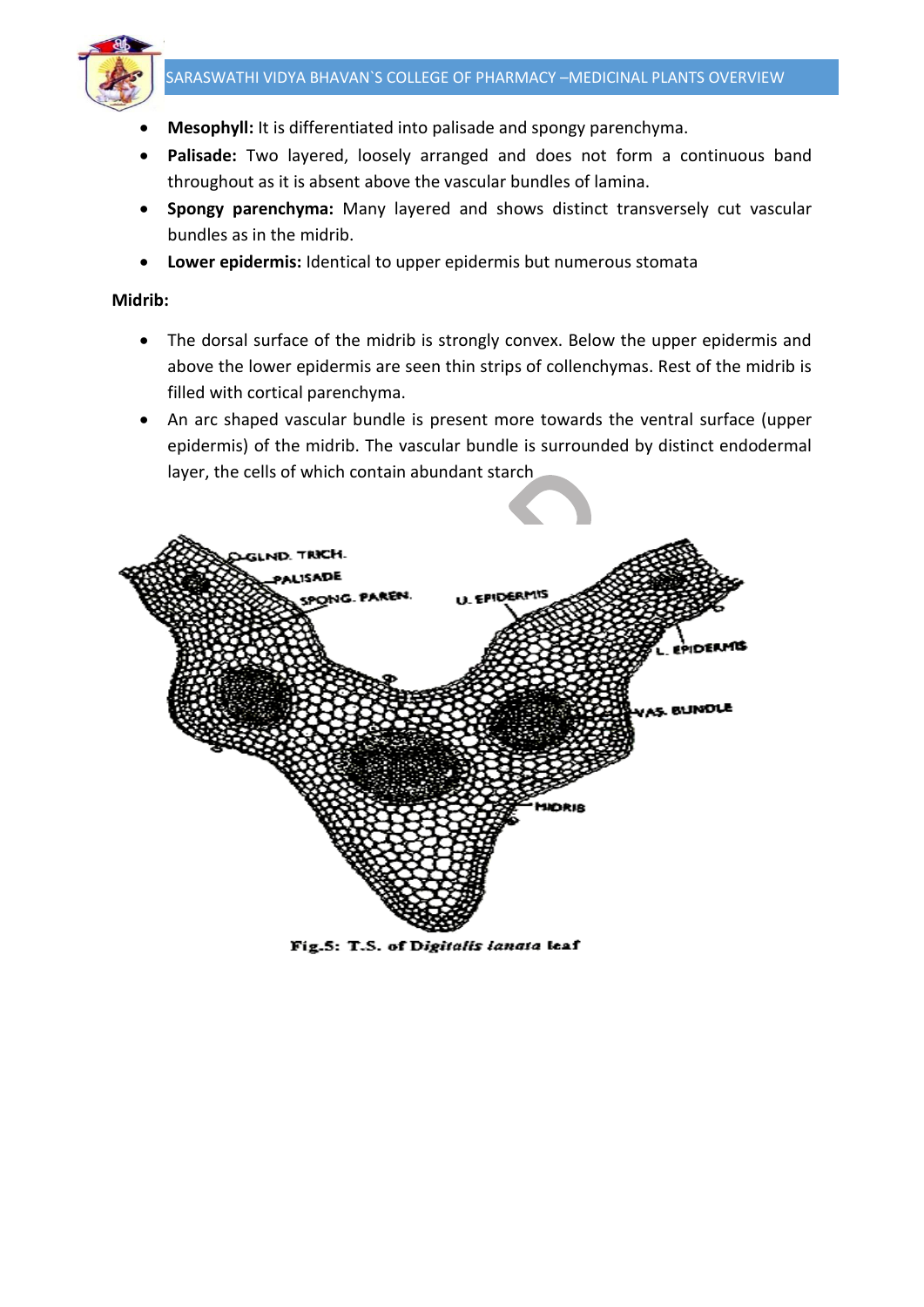- **Mesophyll:** It is differentiated into palisade and spongy parenchyma.
- **Palisade:** Two layered, loosely arranged and does not form a continuous band throughout as it is absent above the vascular bundles of lamina.
- **Spongy parenchyma:** Many layered and shows distinct transversely cut vascular bundles as in the midrib.
- **Lower epidermis:** Identical to upper epidermis but numerous stomata

**Midrib:**

- The dorsal surface of the midrib is strongly convex. Below the upper epidermis and above the lower epidermis are seen thin strips of collenchymas. Rest of the midrib is filled with cortical parenchyma.
- An arc shaped vascular bundle is present more towards the ventral surface (upper epidermis) of the midrib. The vascular bundle is surrounded by distinct endodermal layer, the cells of which contain abundant starch

Fig.5: T.S. of *Digitalis lanata* leaf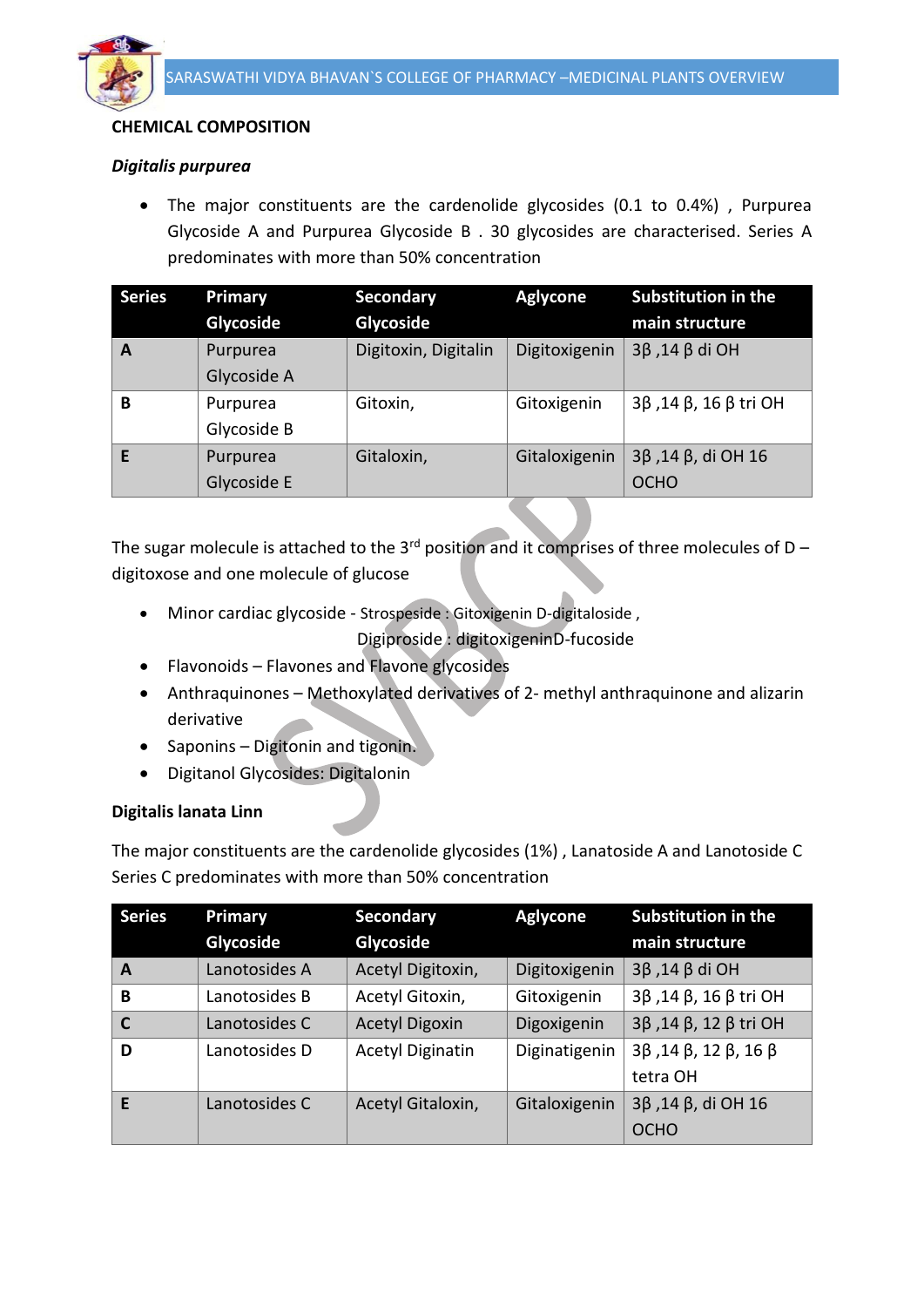## CHEMICAL COMPOSITION

### *Digitalis purpurea*

- The major constituents are the cardenolide glycosides (0.1 to 0.4%) , Purpurea Glycoside A and Purpurea Glycoside B . 30 glycosides are characterised. Series A predominates with more than 50% concentration

| Series | Primary Glycoside | Secondary Glycoside | Aglycone | Substitution in the main structure |
|---|---|---|---|---|
| **A** | Purpurea Glycoside A | Digitoxin, Digitalin | Digitoxigenin | 3β ,14 β di OH |
| **B** | Purpurea Glycoside B | Gitoxin, | Gitoxigenin | 3β ,14 β, 16 β tri OH |
| **E** | Purpurea Glycoside E | Gitaloxin, | Gitaloxigenin | 3β ,14 β, di OH 16 OCHO |

The sugar molecule is attached to the 3rd position and it comprises of three molecules of D – digitoxose and one molecule of glucose

- Minor cardiac glycoside - Strospeside : Gitoxigenin D-digitaloside ,
  Digiproside : digitoxigeninD-fucoside
- Flavonoids – Flavones and Flavone glycosides
- Anthraquinones – Methoxylated derivatives of 2- methyl anthraquinone and alizarin derivative
- Saponins – Digitonin and tigonin.
- Digitanol Glycosides: Digitalonin

### Digitalis lanata Linn

The major constituents are the cardenolide glycosides (1%) , Lanatoside A and Lanotoside C Series C predominates with more than 50% concentration

| Series | Primary Glycoside | Secondary Glycoside | Aglycone | Substitution in the main structure |
|---|---|---|---|---|
| **A** | Lanotosides A | Acetyl Digitoxin, | Digitoxigenin | 3β ,14 β di OH |
| **B** | Lanotosides B | Acetyl Gitoxin, | Gitoxigenin | 3β ,14 β, 16 β tri OH |
| **C** | Lanotosides C | Acetyl Digoxin | Digoxigenin | 3β ,14 β, 12 β tri OH |
| **D** | Lanotosides D | Acetyl Diginatin | Diginatigenin | 3β ,14 β, 12 β, 16 β tetra OH |
| **E** | Lanotosides C | Acetyl Gitaloxin, | Gitaloxigenin | 3β ,14 β, di OH 16 OCHO |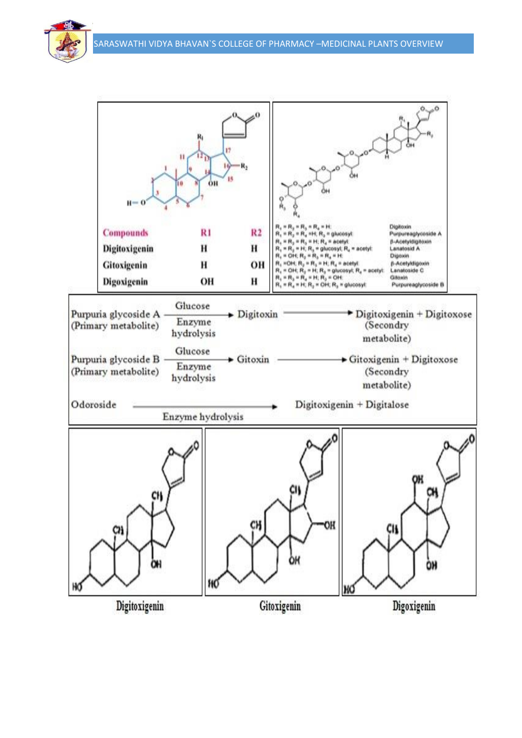| Compounds | R1 | R2 |
|---|---|---|
| Digitoxigenin | H | H |
| Gitoxigenin | H | OH |
| Digoxigenin | OH | H |

| Substituents | Compound |
|---|---|
| $R_1 = R_2 = R_3 = R_4 = H$: | Digitoxin |
| $R_1 = R_2 = R_4 = H$; $R_3$ = glucosyl: | Purpureaglycoside A |
| $R_1 = R_2 = R_3 = H$; $R_4$ = acetyl: | β-Acetyldigitoxin |
| $R_1 = R_2 = H$; $R_3$ = glucosyl; $R_4$ = acetyl: | Lanatosid A |
| $R_1$ = OH; $R_2 = R_3 = R_4 = H$: | Digoxin |
| $R_1$ = OH; $R_2 = R_3 = H$; $R_4$ = acetyl: | β-Acetyldigoxin |
| $R_1$ = OH; $R_2$ = H; $R_3$ = glucosyl; $R_4$ = acetyl: | Lanatoside C |
| $R_1 = R_3 = R_4 = H$; $R_2$ = OH: | Gitoxin |
| $R_1 = R_4 = H$; $R_2$ = OH; $R_3$ = glucosyl: | Purpureaglycoside B |

Purpuria glycoside A (Primary metabolite) → (Glucose, Enzyme hydrolysis) → Digitoxin → Digitoxigenin + Digitoxose (Secondry metabolite)

Purpuria glycoside B (Primary metabolite) → (Glucose, Enzyme hydrolysis) → Gitoxin → Gitoxigenin + Digitoxose (Secondry metabolite)

Odoroside → (Enzyme hydrolysis) → Digitoxigenin + Digitalose

Digitoxigenin

Gitoxigenin

Digoxigenin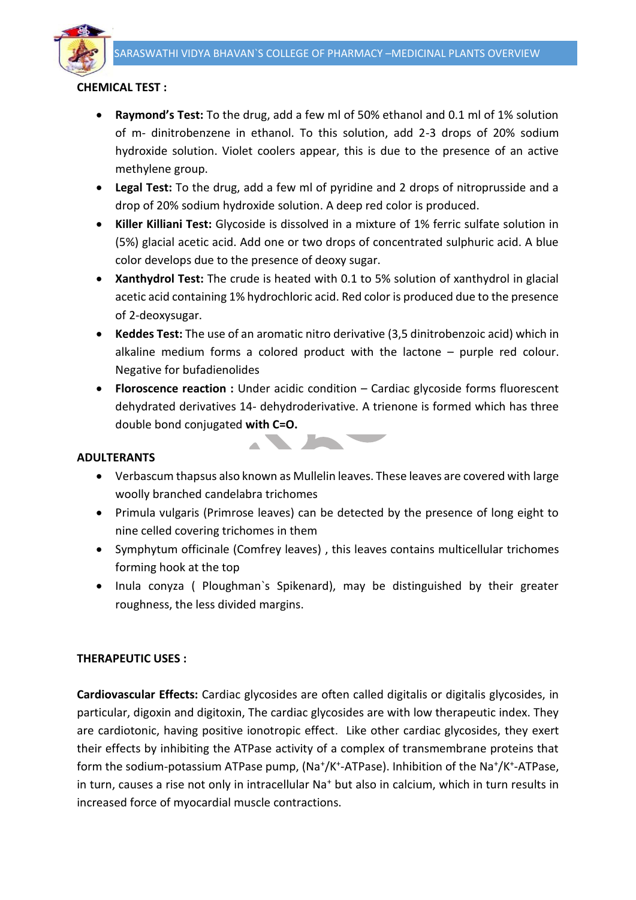**CHEMICAL TEST :**

- **Raymond's Test:** To the drug, add a few ml of 50% ethanol and 0.1 ml of 1% solution of m- dinitrobenzene in ethanol. To this solution, add 2-3 drops of 20% sodium hydroxide solution. Violet coolers appear, this is due to the presence of an active methylene group.
- **Legal Test:** To the drug, add a few ml of pyridine and 2 drops of nitroprusside and a drop of 20% sodium hydroxide solution. A deep red color is produced.
- **Killer Killiani Test:** Glycoside is dissolved in a mixture of 1% ferric sulfate solution in (5%) glacial acetic acid. Add one or two drops of concentrated sulphuric acid. A blue color develops due to the presence of deoxy sugar.
- **Xanthydrol Test:** The crude is heated with 0.1 to 5% solution of xanthydrol in glacial acetic acid containing 1% hydrochloric acid. Red color is produced due to the presence of 2-deoxysugar.
- **Keddes Test:** The use of an aromatic nitro derivative (3,5 dinitrobenzoic acid) which in alkaline medium forms a colored product with the lactone – purple red colour. Negative for bufadienolides
- **Floroscence reaction :** Under acidic condition – Cardiac glycoside forms fluorescent dehydrated derivatives 14- dehydroderivative. A trienone is formed which has three double bond conjugated **with C=O.**

**ADULTERANTS**

- Verbascum thapsus also known as Mullelin leaves. These leaves are covered with large woolly branched candelabra trichomes
- Primula vulgaris (Primrose leaves) can be detected by the presence of long eight to nine celled covering trichomes in them
- Symphytum officinale (Comfrey leaves) , this leaves contains multicellular trichomes forming hook at the top
- Inula conyza ( Ploughman`s Spikenard), may be distinguished by their greater roughness, the less divided margins.

**THERAPEUTIC USES :**

**Cardiovascular Effects:** Cardiac glycosides are often called digitalis or digitalis glycosides, in particular, digoxin and digitoxin, The cardiac glycosides are with low therapeutic index. They are cardiotonic, having positive ionotropic effect. Like other cardiac glycosides, they exert their effects by inhibiting the ATPase activity of a complex of transmembrane proteins that form the sodium-potassium ATPase pump, ($Na^+/K^+$-ATPase). Inhibition of the $Na^+/K^+$-ATPase, in turn, causes a rise not only in intracellular $Na^+$ but also in calcium, which in turn results in increased force of myocardial muscle contractions.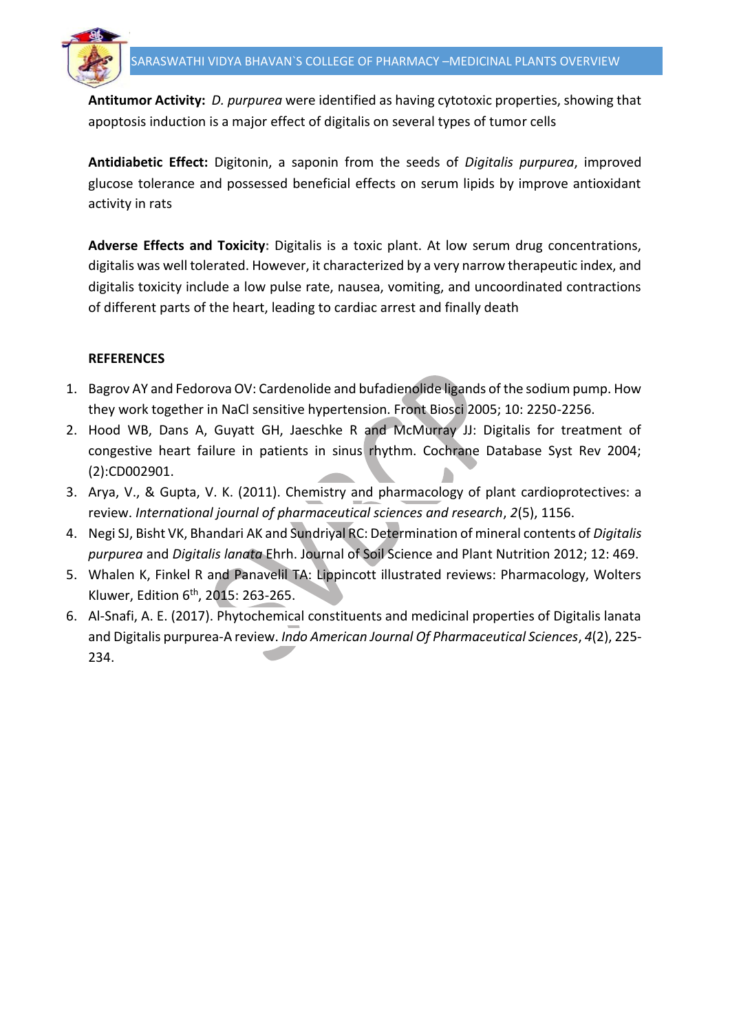**Antitumor Activity:** *D. purpurea* were identified as having cytotoxic properties, showing that apoptosis induction is a major effect of digitalis on several types of tumor cells

**Antidiabetic Effect:** Digitonin, a saponin from the seeds of *Digitalis purpurea*, improved glucose tolerance and possessed beneficial effects on serum lipids by improve antioxidant activity in rats

**Adverse Effects and Toxicity**: Digitalis is a toxic plant. At low serum drug concentrations, digitalis was well tolerated. However, it characterized by a very narrow therapeutic index, and digitalis toxicity include a low pulse rate, nausea, vomiting, and uncoordinated contractions of different parts of the heart, leading to cardiac arrest and finally death

**REFERENCES**

1. Bagrov AY and Fedorova OV: Cardenolide and bufadienolide ligands of the sodium pump. How they work together in NaCl sensitive hypertension. Front Biosci 2005; 10: 2250-2256.
2. Hood WB, Dans A, Guyatt GH, Jaeschke R and McMurray JJ: Digitalis for treatment of congestive heart failure in patients in sinus rhythm. Cochrane Database Syst Rev 2004; (2):CD002901.
3. Arya, V., & Gupta, V. K. (2011). Chemistry and pharmacology of plant cardioprotectives: a review. *International journal of pharmaceutical sciences and research*, *2*(5), 1156.
4. Negi SJ, Bisht VK, Bhandari AK and Sundriyal RC: Determination of mineral contents of *Digitalis purpurea* and *Digitalis lanata* Ehrh. Journal of Soil Science and Plant Nutrition 2012; 12: 469.
5. Whalen K, Finkel R and Panavelil TA: Lippincott illustrated reviews: Pharmacology, Wolters Kluwer, Edition 6th, 2015: 263-265.
6. Al-Snafi, A. E. (2017). Phytochemical constituents and medicinal properties of Digitalis lanata and Digitalis purpurea-A review. *Indo American Journal Of Pharmaceutical Sciences*, *4*(2), 225-234.